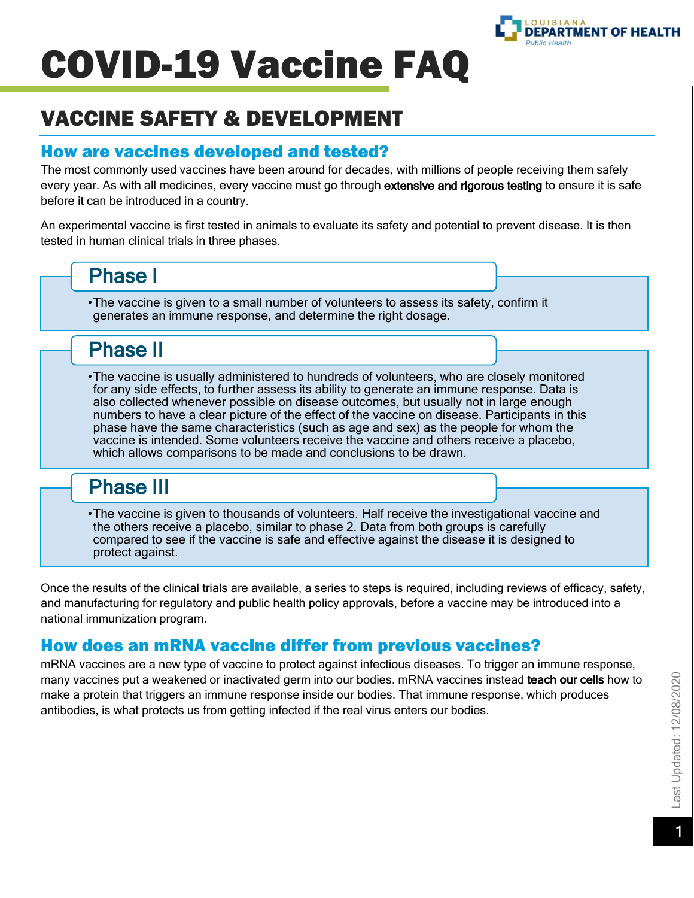# COVID-19 Vaccine FAQ

## VACCINE SAFETY & DEVELOPMENT

### How are vaccines developed and tested?

The most commonly used vaccines have been around for decades, with millions of people receiving them safely every year. As with all medicines, every vaccine must go through **extensive and rigorous testing** to ensure it is safe before it can be introduced in a country.

An experimental vaccine is first tested in animals to evaluate its safety and potential to prevent disease. It is then tested in human clinical trials in three phases.

#### Phase I

- The vaccine is given to a small number of volunteers to assess its safety, confirm it generates an immune response, and determine the right dosage.

#### Phase II

- The vaccine is usually administered to hundreds of volunteers, who are closely monitored for any side effects, to further assess its ability to generate an immune response. Data is also collected whenever possible on disease outcomes, but usually not in large enough numbers to have a clear picture of the effect of the vaccine on disease. Participants in this phase have the same characteristics (such as age and sex) as the people for whom the vaccine is intended. Some volunteers receive the vaccine and others receive a placebo, which allows comparisons to be made and conclusions to be drawn.

#### Phase III

- The vaccine is given to thousands of volunteers. Half receive the investigational vaccine and the others receive a placebo, similar to phase 2. Data from both groups is carefully compared to see if the vaccine is safe and effective against the disease it is designed to protect against.

Once the results of the clinical trials are available, a series to steps is required, including reviews of efficacy, safety, and manufacturing for regulatory and public health policy approvals, before a vaccine may be introduced into a national immunization program.

### How does an mRNA vaccine differ from previous vaccines?

mRNA vaccines are a new type of vaccine to protect against infectious diseases. To trigger an immune response, many vaccines put a weakened or inactivated germ into our bodies. mRNA vaccines instead **teach our cells** how to make a protein that triggers an immune response inside our bodies. That immune response, which produces antibodies, is what protects us from getting infected if the real virus enters our bodies.

Last Updated: 12/08/2020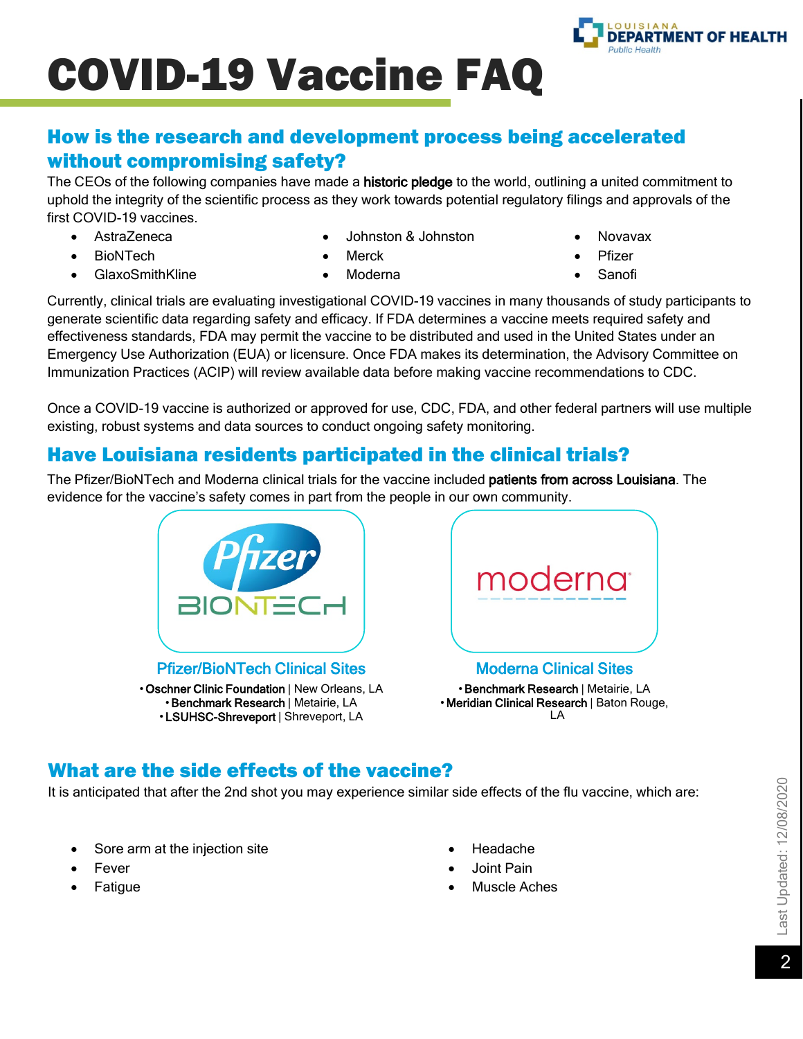# COVID-19 Vaccine FAQ

## How is the research and development process being accelerated without compromising safety?

The CEOs of the following companies have made a **historic pledge** to the world, outlining a united commitment to uphold the integrity of the scientific process as they work towards potential regulatory filings and approvals of the first COVID-19 vaccines.

- AstraZeneca
- BioNTech
- GlaxoSmithKline
- Johnston & Johnston
- Merck
- Moderna
- Novavax
- Pfizer
- Sanofi

Currently, clinical trials are evaluating investigational COVID-19 vaccines in many thousands of study participants to generate scientific data regarding safety and efficacy. If FDA determines a vaccine meets required safety and effectiveness standards, FDA may permit the vaccine to be distributed and used in the United States under an Emergency Use Authorization (EUA) or licensure. Once FDA makes its determination, the Advisory Committee on Immunization Practices (ACIP) will review available data before making vaccine recommendations to CDC.

Once a COVID-19 vaccine is authorized or approved for use, CDC, FDA, and other federal partners will use multiple existing, robust systems and data sources to conduct ongoing safety monitoring.

## Have Louisiana residents participated in the clinical trials?

The Pfizer/BioNTech and Moderna clinical trials for the vaccine included **patients from across Louisiana**. The evidence for the vaccine's safety comes in part from the people in our own community.

### Pfizer/BioNTech Clinical Sites

- **Oschner Clinic Foundation** | New Orleans, LA
- **Benchmark Research** | Metairie, LA
- **LSUHSC-Shreveport** | Shreveport, LA

### Moderna Clinical Sites

- **Benchmark Research** | Metairie, LA
- **Meridian Clinical Research** | Baton Rouge, LA

## What are the side effects of the vaccine?

It is anticipated that after the 2nd shot you may experience similar side effects of the flu vaccine, which are:

- Sore arm at the injection site
- Fever
- Fatigue
- Headache
- Joint Pain
- Muscle Aches

Last Updated: 12/08/2020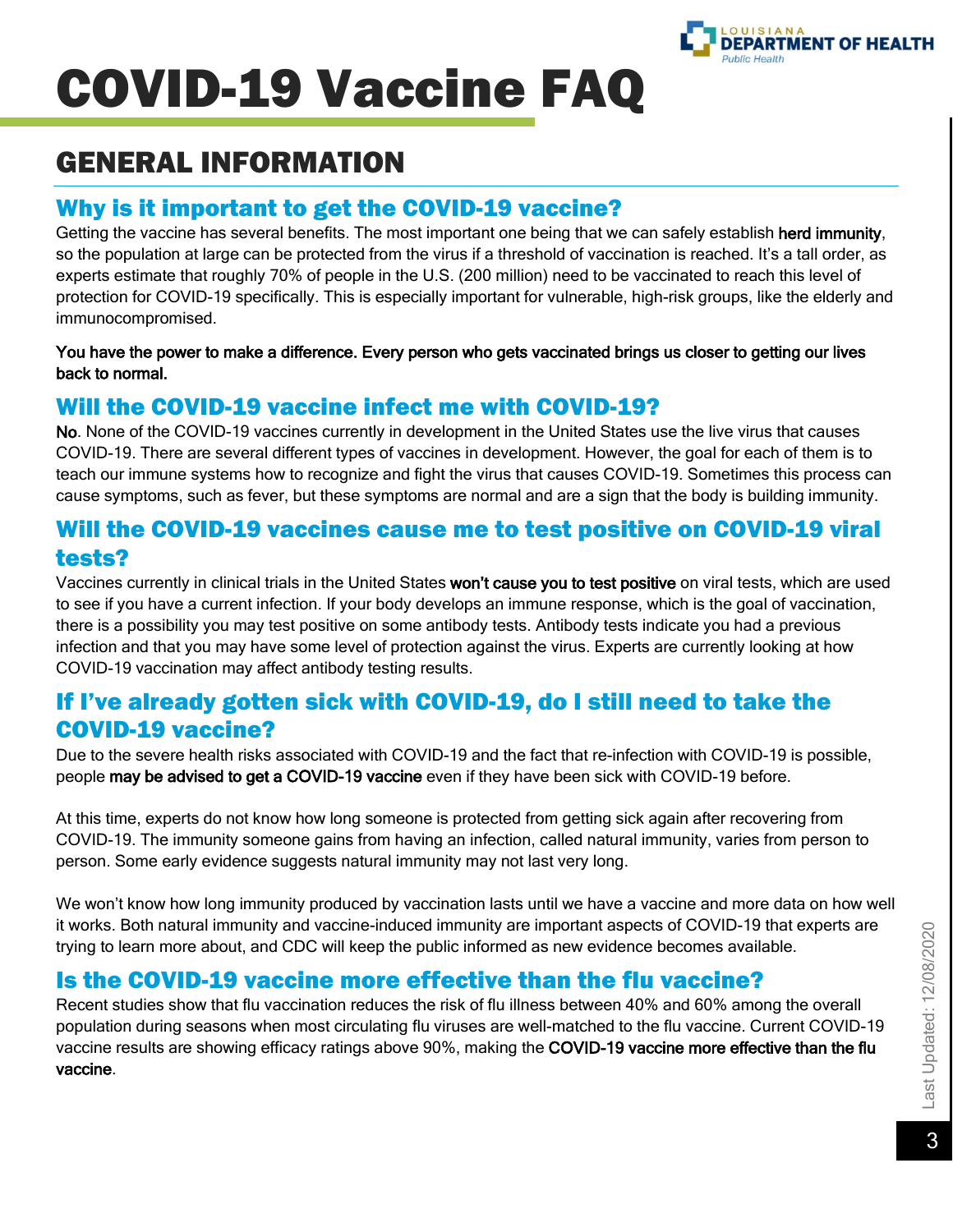# COVID-19 Vaccine FAQ

## GENERAL INFORMATION

### Why is it important to get the COVID-19 vaccine?

Getting the vaccine has several benefits. The most important one being that we can safely establish **herd immunity**, so the population at large can be protected from the virus if a threshold of vaccination is reached. It's a tall order, as experts estimate that roughly 70% of people in the U.S. (200 million) need to be vaccinated to reach this level of protection for COVID-19 specifically. This is especially important for vulnerable, high-risk groups, like the elderly and immunocompromised.

**You have the power to make a difference. Every person who gets vaccinated brings us closer to getting our lives back to normal.**

### Will the COVID-19 vaccine infect me with COVID-19?

**No**. None of the COVID-19 vaccines currently in development in the United States use the live virus that causes COVID-19. There are several different types of vaccines in development. However, the goal for each of them is to teach our immune systems how to recognize and fight the virus that causes COVID-19. Sometimes this process can cause symptoms, such as fever, but these symptoms are normal and are a sign that the body is building immunity.

### Will the COVID-19 vaccines cause me to test positive on COVID-19 viral tests?

Vaccines currently in clinical trials in the United States **won't cause you to test positive** on viral tests, which are used to see if you have a current infection. If your body develops an immune response, which is the goal of vaccination, there is a possibility you may test positive on some antibody tests. Antibody tests indicate you had a previous infection and that you may have some level of protection against the virus. Experts are currently looking at how COVID-19 vaccination may affect antibody testing results.

### If I've already gotten sick with COVID-19, do I still need to take the COVID-19 vaccine?

Due to the severe health risks associated with COVID-19 and the fact that re-infection with COVID-19 is possible, people **may be advised to get a COVID-19 vaccine** even if they have been sick with COVID-19 before.

At this time, experts do not know how long someone is protected from getting sick again after recovering from COVID-19. The immunity someone gains from having an infection, called natural immunity, varies from person to person. Some early evidence suggests natural immunity may not last very long.

We won't know how long immunity produced by vaccination lasts until we have a vaccine and more data on how well it works. Both natural immunity and vaccine-induced immunity are important aspects of COVID-19 that experts are trying to learn more about, and CDC will keep the public informed as new evidence becomes available.

### Is the COVID-19 vaccine more effective than the flu vaccine?

Recent studies show that flu vaccination reduces the risk of flu illness between 40% and 60% among the overall population during seasons when most circulating flu viruses are well-matched to the flu vaccine. Current COVID-19 vaccine results are showing efficacy ratings above 90%, making the **COVID-19 vaccine more effective than the flu vaccine**.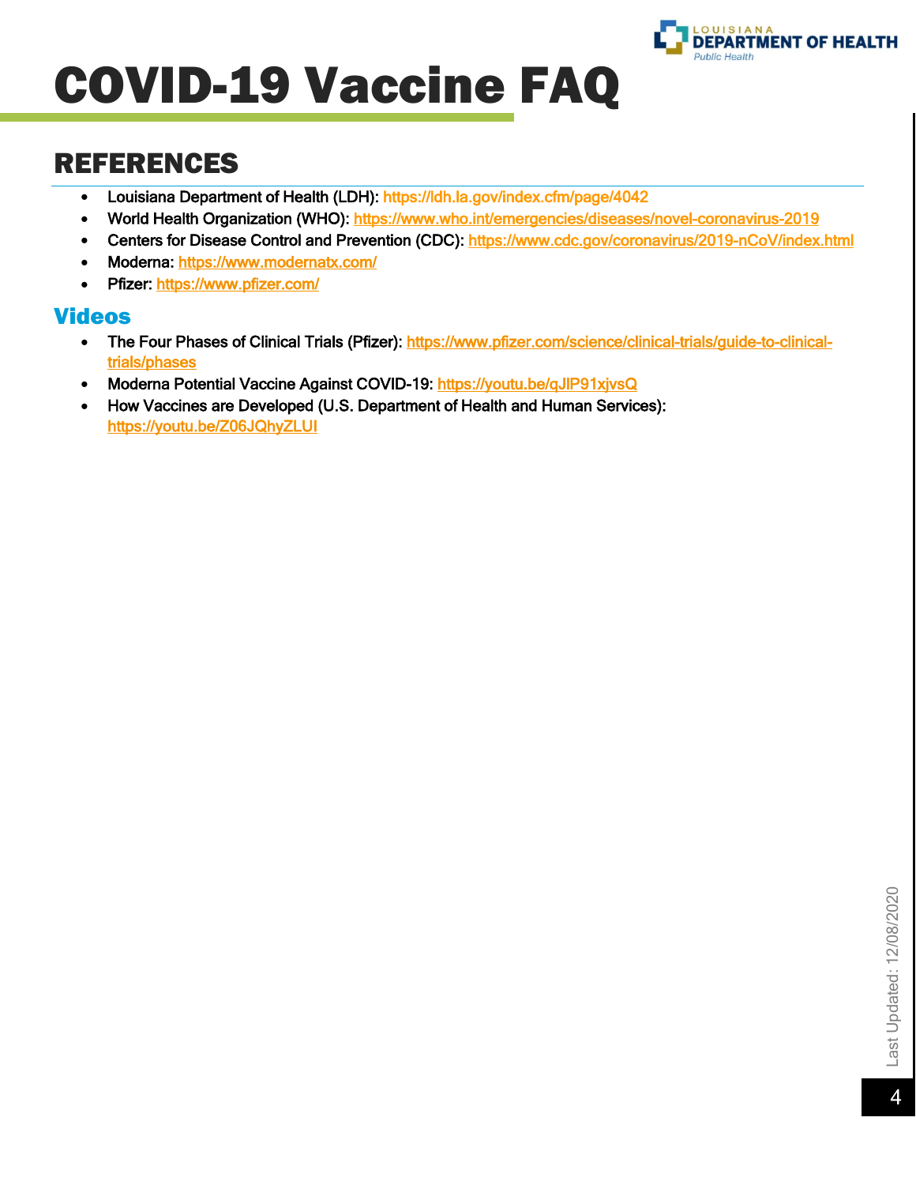# COVID-19 Vaccine FAQ

## REFERENCES

- Louisiana Department of Health (LDH): https://ldh.la.gov/index.cfm/page/4042
- World Health Organization (WHO): https://www.who.int/emergencies/diseases/novel-coronavirus-2019
- Centers for Disease Control and Prevention (CDC): https://www.cdc.gov/coronavirus/2019-nCoV/index.html
- Moderna: https://www.modernatx.com/
- Pfizer: https://www.pfizer.com/

### Videos

- The Four Phases of Clinical Trials (Pfizer): https://www.pfizer.com/science/clinical-trials/guide-to-clinical-trials/phases
- Moderna Potential Vaccine Against COVID-19: https://youtu.be/qJlP91xjvsQ
- How Vaccines are Developed (U.S. Department of Health and Human Services): https://youtu.be/Z06JQhyZLUI

Last Updated: 12/08/2020